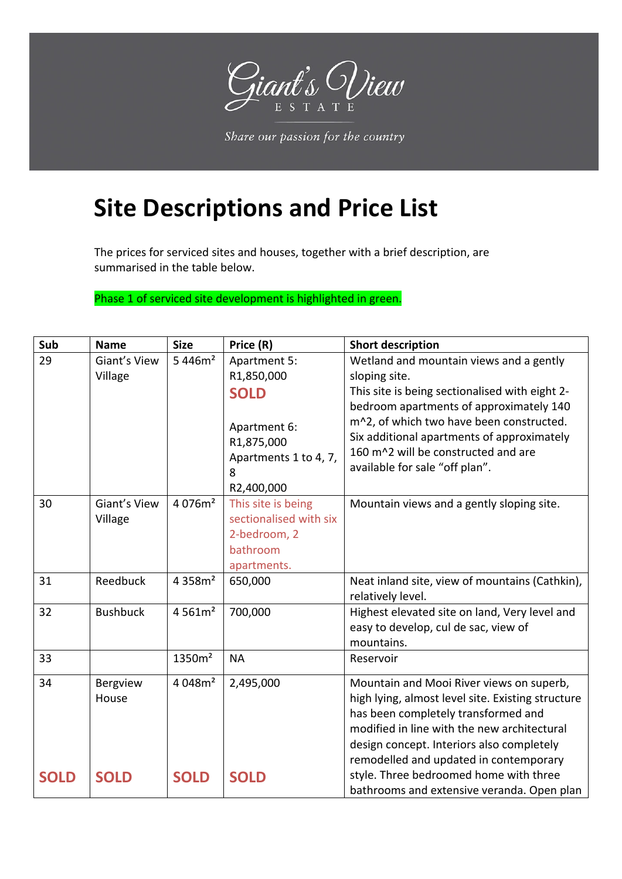Giant's View ESTATE

*Share our passion for the country*

# Site Descriptions and Price List

The prices for serviced sites and houses, together with a brief description, are summarised in the table below.

Phase 1 of serviced site development is highlighted in green.

| Sub | Name | Size | Price (R) | Short description |
|---|---|---|---|---|
| 29 | Giant's View Village | 5 446m² | Apartment 5: R1,850,000 **SOLD**<br><br>Apartment 6: R1,875,000<br>Apartments 1 to 4, 7, 8<br>R2,400,000 | Wetland and mountain views and a gently sloping site.<br>This site is being sectionalised with eight 2-bedroom apartments of approximately 140 m^2, of which two have been constructed. Six additional apartments of approximately 160 m^2 will be constructed and are available for sale "off plan". |
| 30 | Giant's View Village | 4 076m² | This site is being sectionalised with six 2-bedroom, 2 bathroom apartments. | Mountain views and a gently sloping site. |
| 31 | Reedbuck | 4 358m² | 650,000 | Neat inland site, view of mountains (Cathkin), relatively level. |
| 32 | Bushbuck | 4 561m² | 700,000 | Highest elevated site on land, Very level and easy to develop, cul de sac, view of mountains. |
| 33 | | 1350m² | NA | Reservoir |
| 34<br><br>**SOLD** | Bergview House<br><br>**SOLD** | 4 048m²<br><br>**SOLD** | 2,495,000<br><br>**SOLD** | Mountain and Mooi River views on superb, high lying, almost level site. Existing structure has been completely transformed and modified in line with the new architectural design concept. Interiors also completely remodelled and updated in contemporary style. Three bedroomed home with three bathrooms and extensive veranda. Open plan |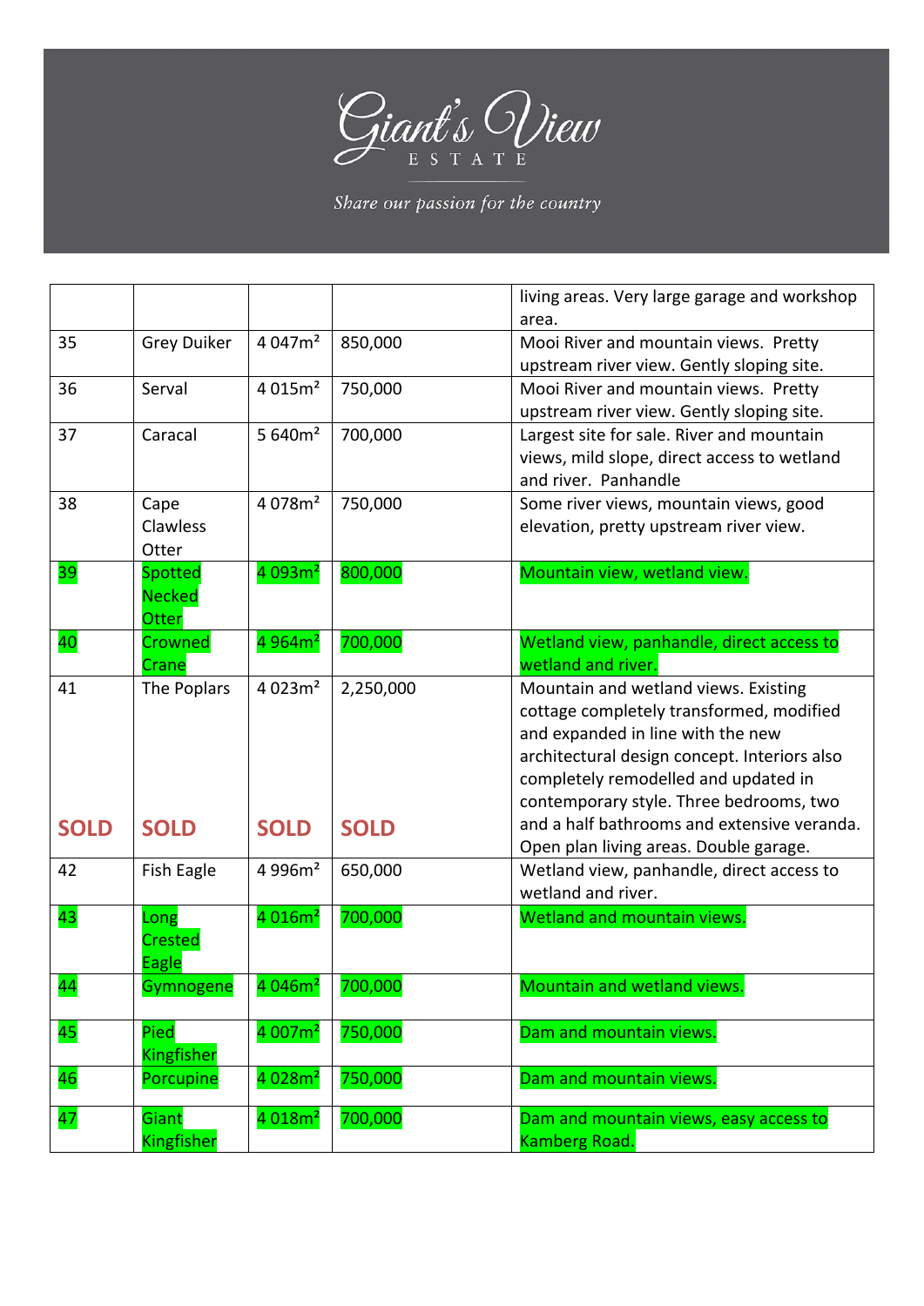| | | | | living areas. Very large garage and workshop area. |
|---|---|---|---|---|
| 35 | Grey Duiker | 4 047m² | 850,000 | Mooi River and mountain views. Pretty upstream river view. Gently sloping site. |
| 36 | Serval | 4 015m² | 750,000 | Mooi River and mountain views. Pretty upstream river view. Gently sloping site. |
| 37 | Caracal | 5 640m² | 700,000 | Largest site for sale. River and mountain views, mild slope, direct access to wetland and river. Panhandle |
| 38 | Cape Clawless Otter | 4 078m² | 750,000 | Some river views, mountain views, good elevation, pretty upstream river view. |
| 39 | Spotted Necked Otter | 4 093m² | 800,000 | Mountain view, wetland view. |
| 40 | Crowned Crane | 4 964m² | 700,000 | Wetland view, panhandle, direct access to wetland and river. |
| 41 **SOLD** | The Poplars **SOLD** | 4 023m² **SOLD** | 2,250,000 **SOLD** | Mountain and wetland views. Existing cottage completely transformed, modified and expanded in line with the new architectural design concept. Interiors also completely remodelled and updated in contemporary style. Three bedrooms, two and a half bathrooms and extensive veranda. Open plan living areas. Double garage. |
| 42 | Fish Eagle | 4 996m² | 650,000 | Wetland view, panhandle, direct access to wetland and river. |
| 43 | Long Crested Eagle | 4 016m² | 700,000 | Wetland and mountain views. |
| 44 | Gymnogene | 4 046m² | 700,000 | Mountain and wetland views. |
| 45 | Pied Kingfisher | 4 007m² | 750,000 | Dam and mountain views. |
| 46 | Porcupine | 4 028m² | 750,000 | Dam and mountain views. |
| 47 | Giant Kingfisher | 4 018m² | 700,000 | Dam and mountain views, easy access to Kamberg Road. |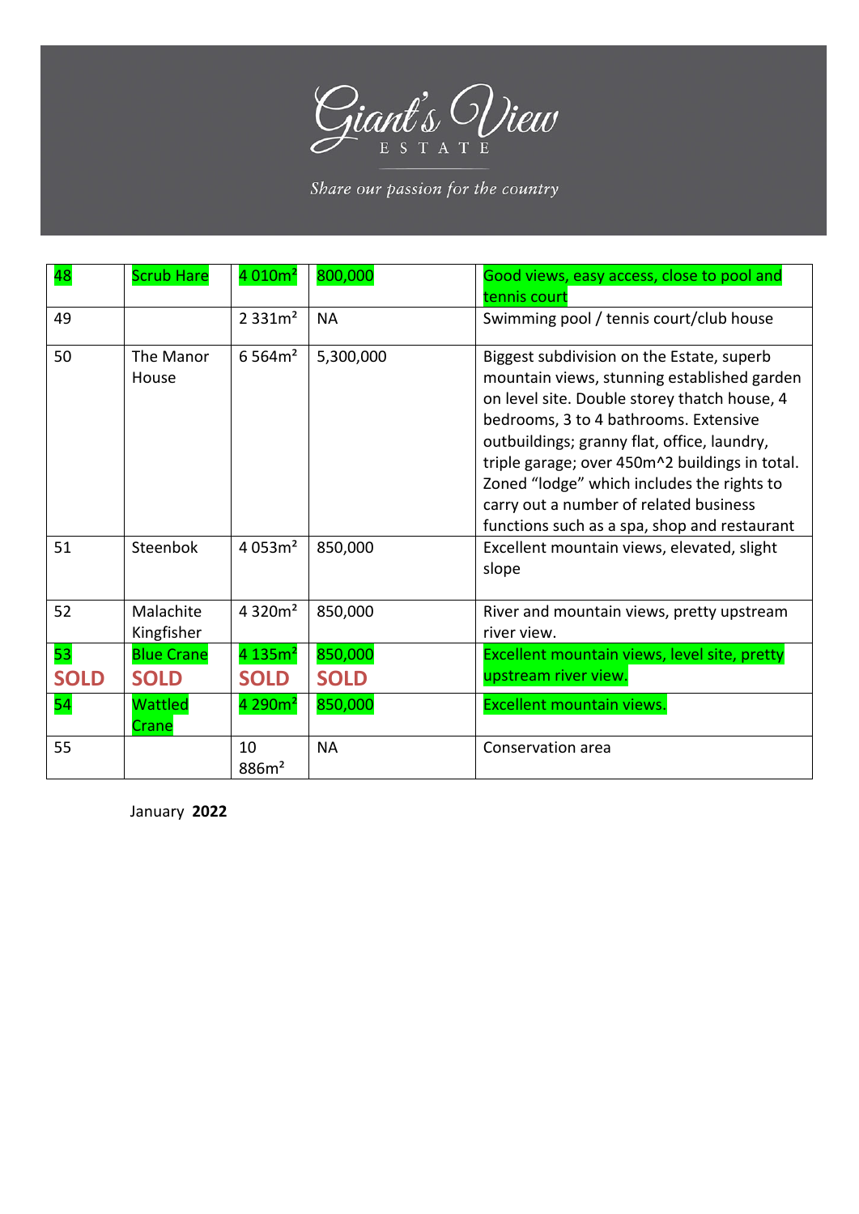# Giant's View ESTATE

*Share our passion for the country*

| | | | | |
|---|---|---|---|---|
| 48 | Scrub Hare | 4 010m² | 800,000 | Good views, easy access, close to pool and tennis court |
| 49 | | 2 331m² | NA | Swimming pool / tennis court/club house |
| 50 | The Manor House | 6 564m² | 5,300,000 | Biggest subdivision on the Estate, superb mountain views, stunning established garden on level site. Double storey thatch house, 4 bedrooms, 3 to 4 bathrooms. Extensive outbuildings; granny flat, office, laundry, triple garage; over 450m^2 buildings in total. Zoned "lodge" which includes the rights to carry out a number of related business functions such as a spa, shop and restaurant |
| 51 | Steenbok | 4 053m² | 850,000 | Excellent mountain views, elevated, slight slope |
| 52 | Malachite Kingfisher | 4 320m² | 850,000 | River and mountain views, pretty upstream river view. |
| 53 **SOLD** | Blue Crane **SOLD** | 4 135m² **SOLD** | 850,000 **SOLD** | Excellent mountain views, level site, pretty upstream river view. |
| 54 | Wattled Crane | 4 290m² | 850,000 | Excellent mountain views. |
| 55 | | 10 886m² | NA | Conservation area |

January **2022**